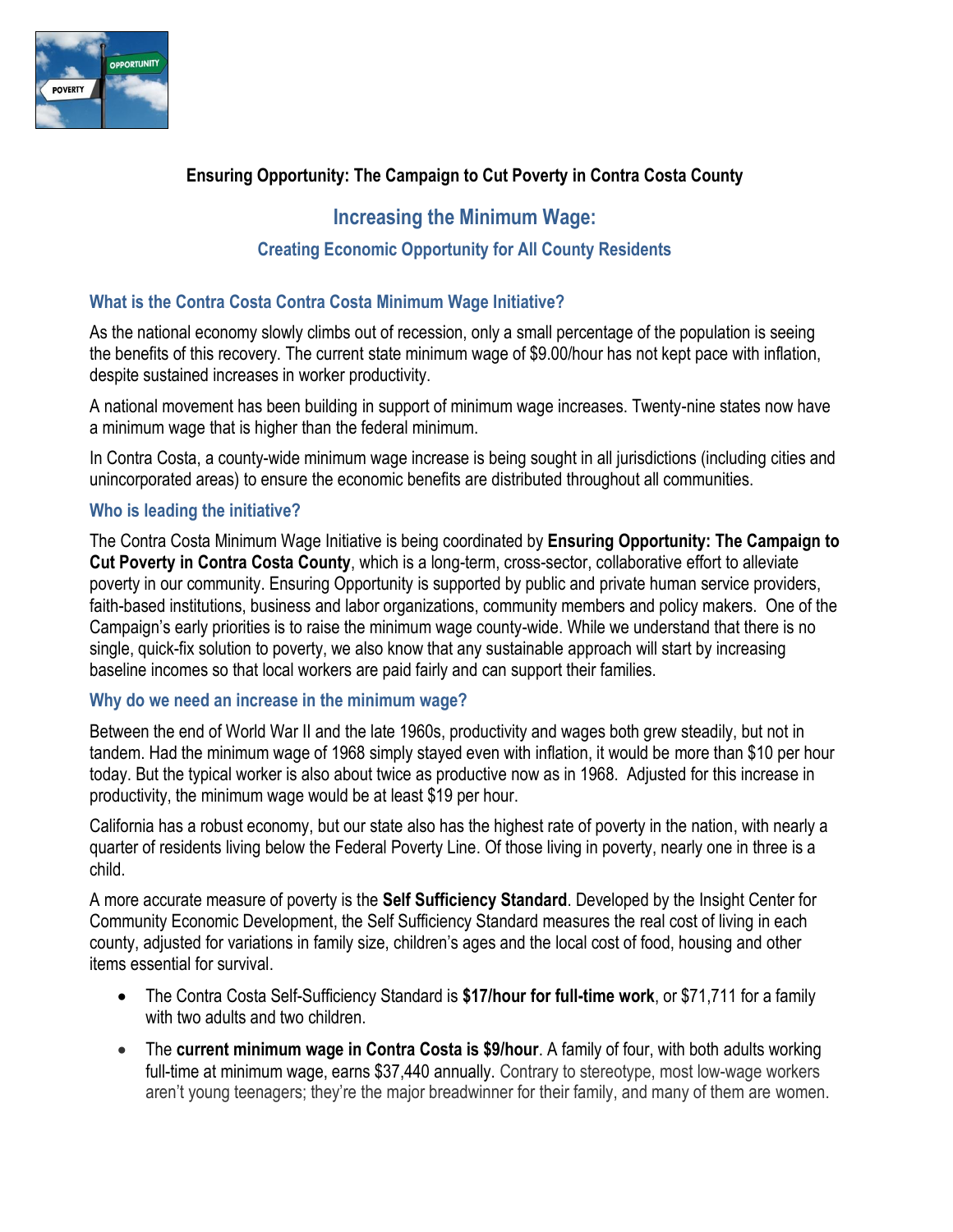**Ensuring Opportunity: The Campaign to Cut Poverty in Contra Costa County**

# Increasing the Minimum Wage:

## Creating Economic Opportunity for All County Residents

### What is the Contra Costa Contra Costa Minimum Wage Initiative?

As the national economy slowly climbs out of recession, only a small percentage of the population is seeing the benefits of this recovery. The current state minimum wage of $9.00/hour has not kept pace with inflation, despite sustained increases in worker productivity.

A national movement has been building in support of minimum wage increases. Twenty-nine states now have a minimum wage that is higher than the federal minimum.

In Contra Costa, a county-wide minimum wage increase is being sought in all jurisdictions (including cities and unincorporated areas) to ensure the economic benefits are distributed throughout all communities.

### Who is leading the initiative?

The Contra Costa Minimum Wage Initiative is being coordinated by **Ensuring Opportunity: The Campaign to Cut Poverty in Contra Costa County**, which is a long-term, cross-sector, collaborative effort to alleviate poverty in our community. Ensuring Opportunity is supported by public and private human service providers, faith-based institutions, business and labor organizations, community members and policy makers. One of the Campaign's early priorities is to raise the minimum wage county-wide. While we understand that there is no single, quick-fix solution to poverty, we also know that any sustainable approach will start by increasing baseline incomes so that local workers are paid fairly and can support their families.

### Why do we need an increase in the minimum wage?

Between the end of World War II and the late 1960s, productivity and wages both grew steadily, but not in tandem. Had the minimum wage of 1968 simply stayed even with inflation, it would be more than $10 per hour today. But the typical worker is also about twice as productive now as in 1968. Adjusted for this increase in productivity, the minimum wage would be at least $19 per hour.

California has a robust economy, but our state also has the highest rate of poverty in the nation, with nearly a quarter of residents living below the Federal Poverty Line. Of those living in poverty, nearly one in three is a child.

A more accurate measure of poverty is the **Self Sufficiency Standard**. Developed by the Insight Center for Community Economic Development, the Self Sufficiency Standard measures the real cost of living in each county, adjusted for variations in family size, children's ages and the local cost of food, housing and other items essential for survival.

- The Contra Costa Self-Sufficiency Standard is **$17/hour for full-time work**, or $71,711 for a family with two adults and two children.
- The **current minimum wage in Contra Costa is $9/hour**. A family of four, with both adults working full-time at minimum wage, earns $37,440 annually. Contrary to stereotype, most low-wage workers aren't young teenagers; they're the major breadwinner for their family, and many of them are women.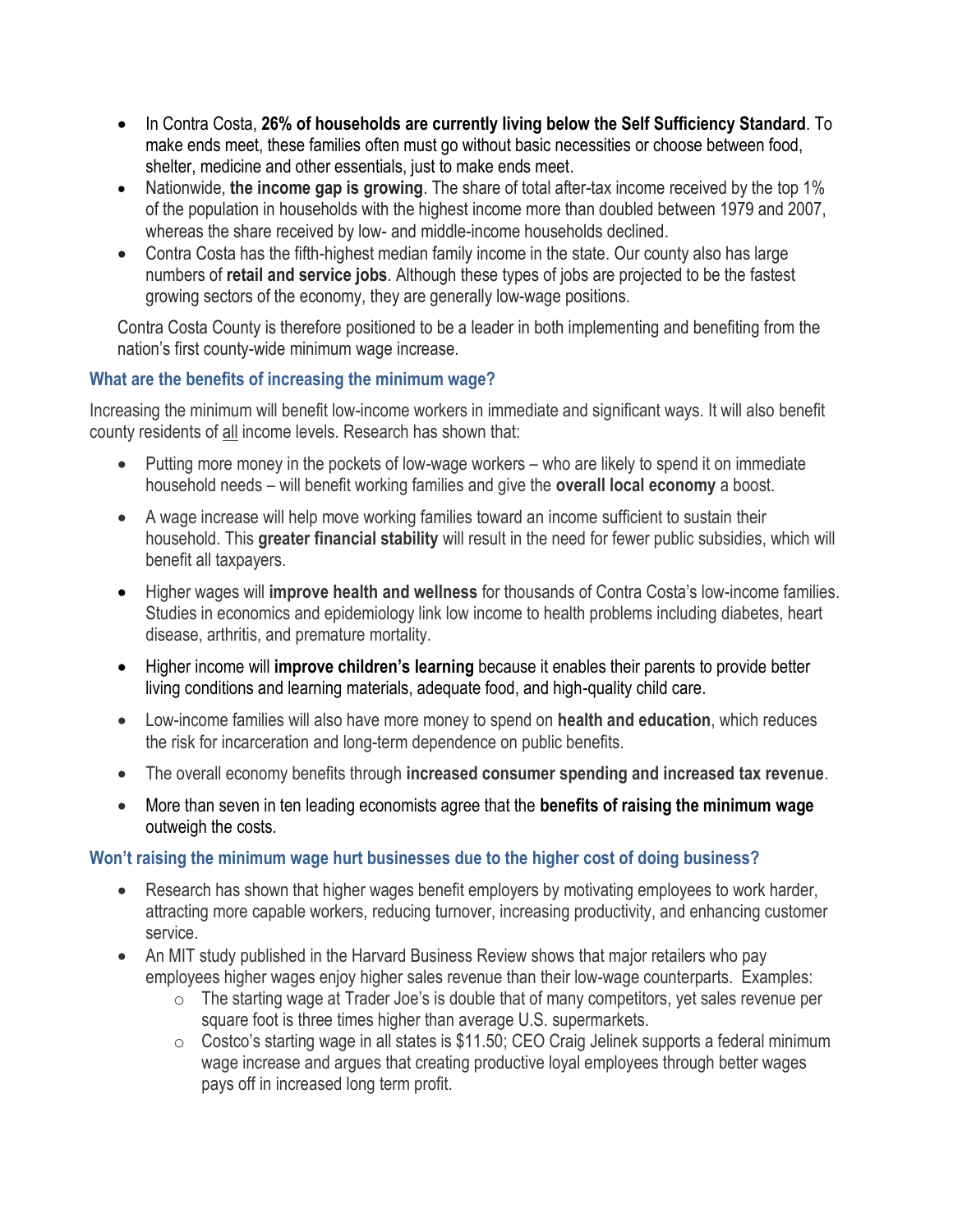- In Contra Costa, **26% of households are currently living below the Self Sufficiency Standard**. To make ends meet, these families often must go without basic necessities or choose between food, shelter, medicine and other essentials, just to make ends meet.
- Nationwide, **the income gap is growing**. The share of total after-tax income received by the top 1% of the population in households with the highest income more than doubled between 1979 and 2007, whereas the share received by low- and middle-income households declined.
- Contra Costa has the fifth-highest median family income in the state. Our county also has large numbers of **retail and service jobs**. Although these types of jobs are projected to be the fastest growing sectors of the economy, they are generally low-wage positions.

Contra Costa County is therefore positioned to be a leader in both implementing and benefiting from the nation's first county-wide minimum wage increase.

### What are the benefits of increasing the minimum wage?

Increasing the minimum will benefit low-income workers in immediate and significant ways. It will also benefit county residents of <u>all</u> income levels. Research has shown that:

- Putting more money in the pockets of low-wage workers – who are likely to spend it on immediate household needs – will benefit working families and give the **overall local economy** a boost.
- A wage increase will help move working families toward an income sufficient to sustain their household. This **greater financial stability** will result in the need for fewer public subsidies, which will benefit all taxpayers.
- Higher wages will **improve health and wellness** for thousands of Contra Costa's low-income families. Studies in economics and epidemiology link low income to health problems including diabetes, heart disease, arthritis, and premature mortality.
- Higher income will **improve children's learning** because it enables their parents to provide better living conditions and learning materials, adequate food, and high-quality child care.
- Low-income families will also have more money to spend on **health and education**, which reduces the risk for incarceration and long-term dependence on public benefits.
- The overall economy benefits through **increased consumer spending and increased tax revenue**.
- More than seven in ten leading economists agree that the **benefits of raising the minimum wage** outweigh the costs.

### Won't raising the minimum wage hurt businesses due to the higher cost of doing business?

- Research has shown that higher wages benefit employers by motivating employees to work harder, attracting more capable workers, reducing turnover, increasing productivity, and enhancing customer service.
- An MIT study published in the Harvard Business Review shows that major retailers who pay employees higher wages enjoy higher sales revenue than their low-wage counterparts. Examples:
    - The starting wage at Trader Joe's is double that of many competitors, yet sales revenue per square foot is three times higher than average U.S. supermarkets.
    - Costco's starting wage in all states is $11.50; CEO Craig Jelinek supports a federal minimum wage increase and argues that creating productive loyal employees through better wages pays off in increased long term profit.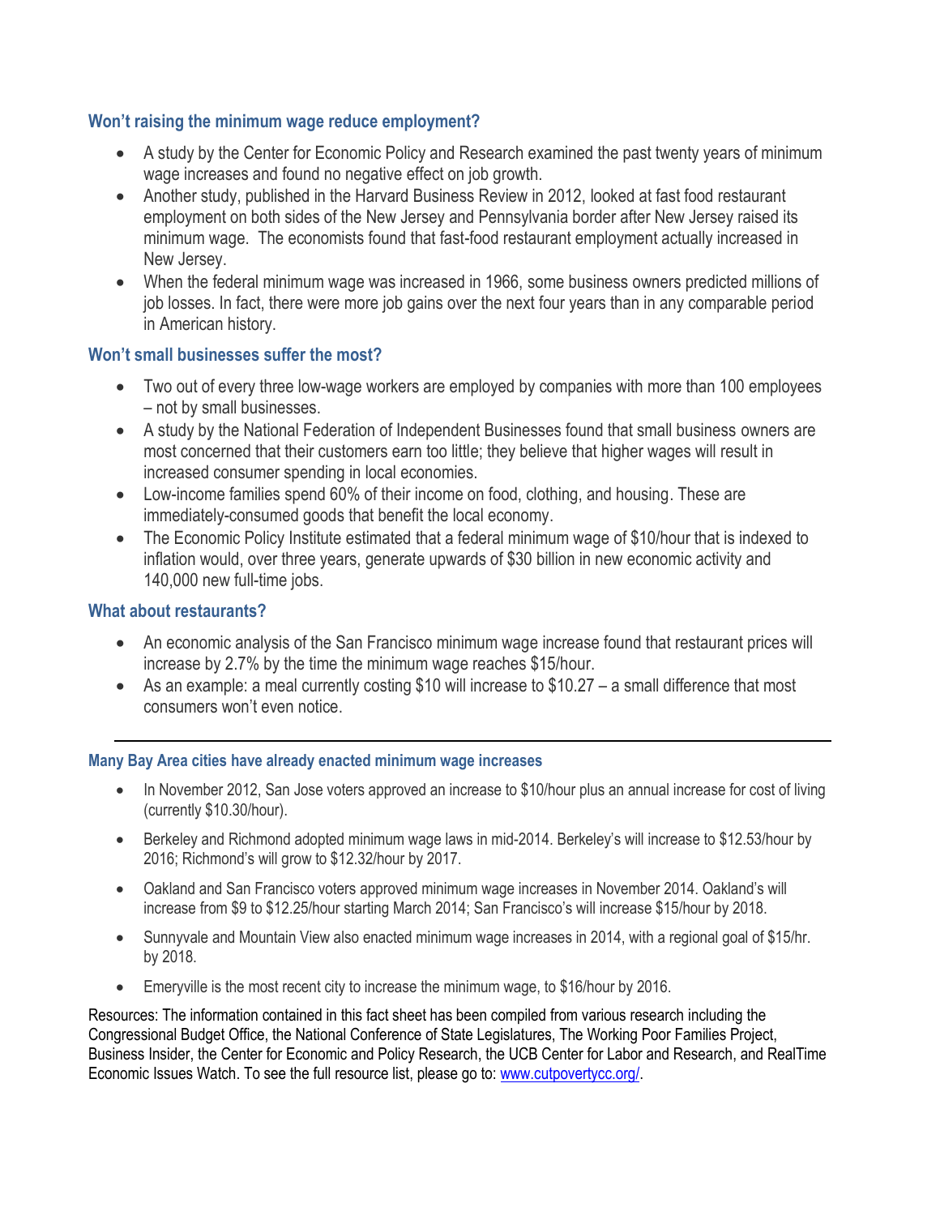### Won't raising the minimum wage reduce employment?

- A study by the Center for Economic Policy and Research examined the past twenty years of minimum wage increases and found no negative effect on job growth.
- Another study, published in the Harvard Business Review in 2012, looked at fast food restaurant employment on both sides of the New Jersey and Pennsylvania border after New Jersey raised its minimum wage. The economists found that fast-food restaurant employment actually increased in New Jersey.
- When the federal minimum wage was increased in 1966, some business owners predicted millions of job losses. In fact, there were more job gains over the next four years than in any comparable period in American history.

### Won't small businesses suffer the most?

- Two out of every three low-wage workers are employed by companies with more than 100 employees – not by small businesses.
- A study by the National Federation of Independent Businesses found that small business owners are most concerned that their customers earn too little; they believe that higher wages will result in increased consumer spending in local economies.
- Low-income families spend 60% of their income on food, clothing, and housing. These are immediately-consumed goods that benefit the local economy.
- The Economic Policy Institute estimated that a federal minimum wage of $10/hour that is indexed to inflation would, over three years, generate upwards of $30 billion in new economic activity and 140,000 new full-time jobs.

### What about restaurants?

- An economic analysis of the San Francisco minimum wage increase found that restaurant prices will increase by 2.7% by the time the minimum wage reaches $15/hour.
- As an example: a meal currently costing $10 will increase to $10.27 – a small difference that most consumers won't even notice.

---

#### Many Bay Area cities have already enacted minimum wage increases

- In November 2012, San Jose voters approved an increase to $10/hour plus an annual increase for cost of living (currently $10.30/hour).
- Berkeley and Richmond adopted minimum wage laws in mid-2014. Berkeley's will increase to $12.53/hour by 2016; Richmond's will grow to $12.32/hour by 2017.
- Oakland and San Francisco voters approved minimum wage increases in November 2014. Oakland's will increase from $9 to $12.25/hour starting March 2014; San Francisco's will increase $15/hour by 2018.
- Sunnyvale and Mountain View also enacted minimum wage increases in 2014, with a regional goal of $15/hr. by 2018.
- Emeryville is the most recent city to increase the minimum wage, to $16/hour by 2016.

Resources: The information contained in this fact sheet has been compiled from various research including the Congressional Budget Office, the National Conference of State Legislatures, The Working Poor Families Project, Business Insider, the Center for Economic and Policy Research, the UCB Center for Labor and Research, and RealTime Economic Issues Watch. To see the full resource list, please go to: [www.cutpovertycc.org/](www.cutpovertycc.org/).